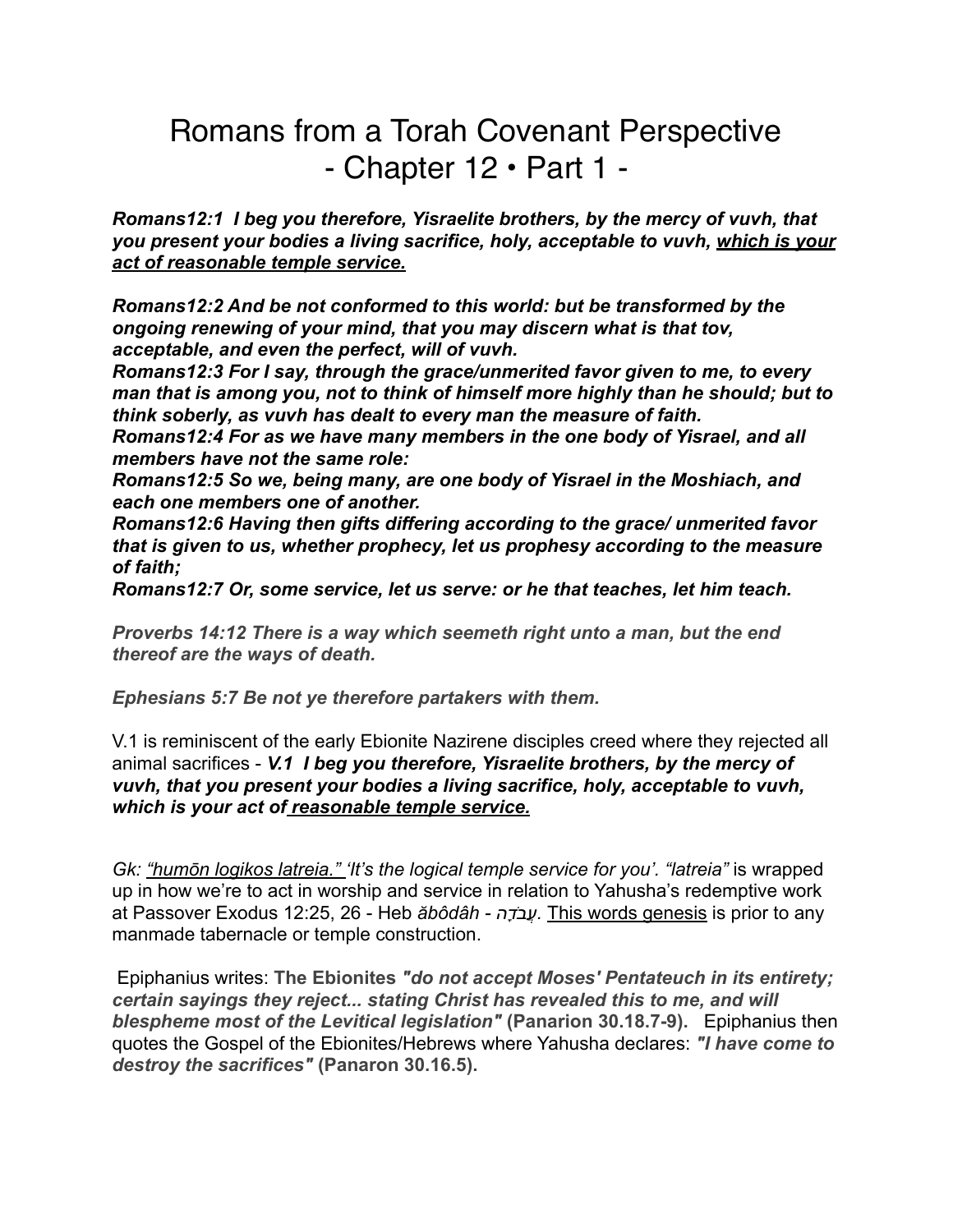# Romans from a Torah Covenant Perspective
# - Chapter 12 • Part 1 -

***Romans12:1 I beg you therefore, Yisraelite brothers, by the mercy of vuvh, that you present your bodies a living sacrifice, holy, acceptable to vuvh, <u>which is your act of reasonable temple service.</u>***

***Romans12:2 And be not conformed to this world: but be transformed by the ongoing renewing of your mind, that you may discern what is that tov, acceptable, and even the perfect, will of vuvh.***
***Romans12:3 For I say, through the grace/unmerited favor given to me, to every man that is among you, not to think of himself more highly than he should; but to think soberly, as vuvh has dealt to every man the measure of faith.***
***Romans12:4 For as we have many members in the one body of Yisrael, and all members have not the same role:***
***Romans12:5 So we, being many, are one body of Yisrael in the Moshiach, and each one members one of another.***
***Romans12:6 Having then gifts differing according to the grace/ unmerited favor that is given to us, whether prophecy, let us prophesy according to the measure of faith;***
***Romans12:7 Or, some service, let us serve: or he that teaches, let him teach.***

***Proverbs 14:12 There is a way which seemeth right unto a man, but the end thereof are the ways of death.***

***Ephesians 5:7 Be not ye therefore partakers with them.***

V.1 is reminiscent of the early Ebionite Nazirene disciples creed where they rejected all animal sacrifices - ***V.1 I beg you therefore, Yisraelite brothers, by the mercy of vuvh, that you present your bodies a living sacrifice, holy, acceptable to vuvh, which is your act of <u>reasonable temple service.</u>***

*Gk: <u>"humōn logikos latreia."</u> 'It's the logical temple service for you'. "latreia"* is wrapped up in how we're to act in worship and service in relation to Yahusha's redemptive work at Passover Exodus 12:25, 26 - Heb *ăbôdâh - עֲבֹדָה*. <u>This words genesis</u> is prior to any manmade tabernacle or temple construction.

Epiphanius writes: **The Ebionites *"do not accept Moses' Pentateuch in its entirety; certain sayings they reject... stating Christ has revealed this to me, and will blespheme most of the Levitical legislation"* (Panarion 30.18.7-9).** Epiphanius then quotes the Gospel of the Ebionites/Hebrews where Yahusha declares: ***"I have come to destroy the sacrifices"* (Panaron 30.16.5).**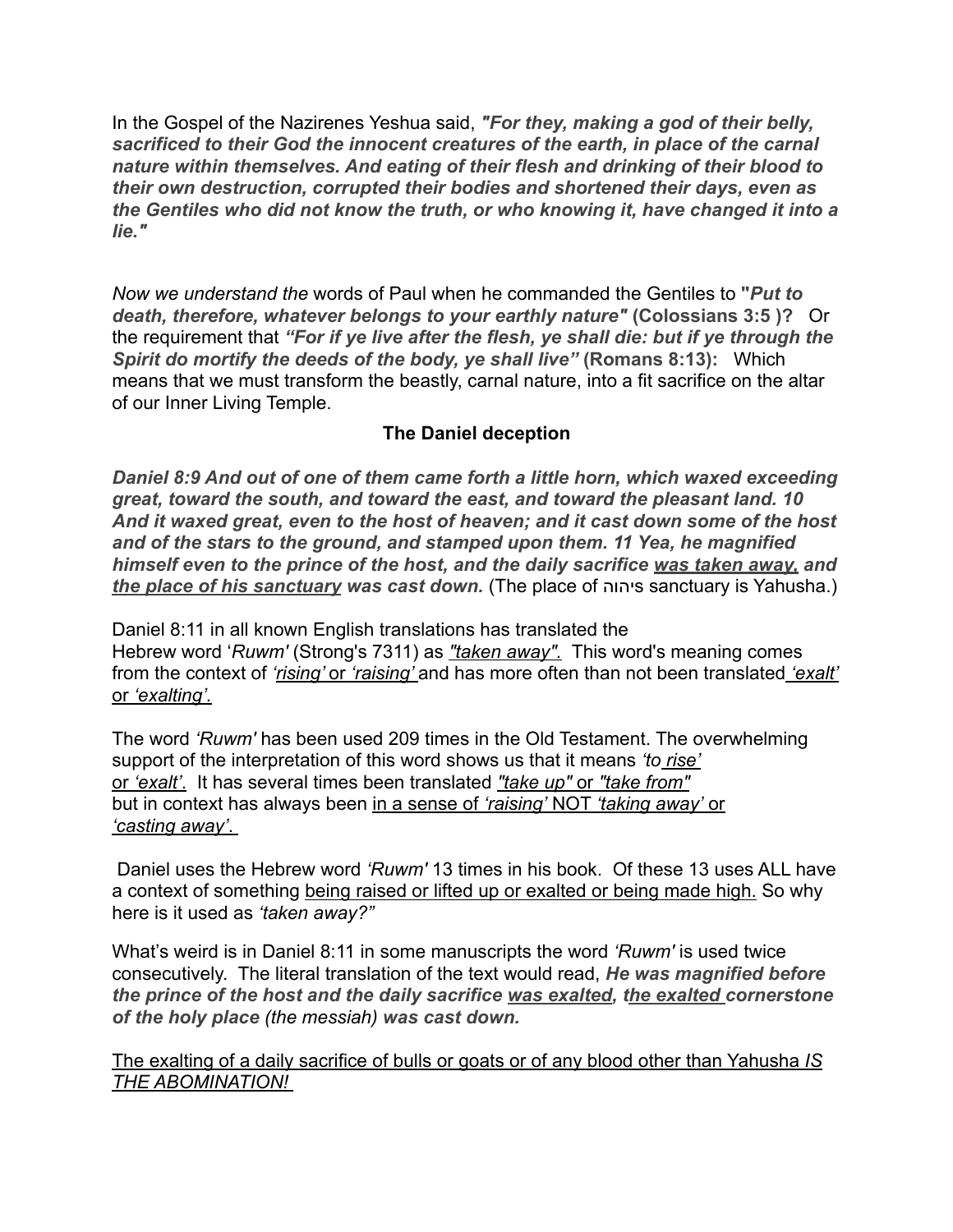In the Gospel of the Nazirenes Yeshua said, ***"For they, making a god of their belly, sacrificed to their God the innocent creatures of the earth, in place of the carnal nature within themselves. And eating of their flesh and drinking of their blood to their own destruction, corrupted their bodies and shortened their days, even as the Gentiles who did not know the truth, or who knowing it, have changed it into a lie."***

*Now we understand the* words of Paul when he commanded the Gentiles to **"*Put to death, therefore, whatever belongs to your earthly nature*" (Colossians 3:5 )?** Or the requirement that ***"For if ye live after the flesh, ye shall die: but if ye through the Spirit do mortify the deeds of the body, ye shall live"* (Romans 8:13):** Which means that we must transform the beastly, carnal nature, into a fit sacrifice on the altar of our Inner Living Temple.

**The Daniel deception**

***Daniel 8:9 And out of one of them came forth a little horn, which waxed exceeding great, toward the south, and toward the east, and toward the pleasant land. 10 And it waxed great, even to the host of heaven; and it cast down some of the host and of the stars to the ground, and stamped upon them. 11 Yea, he magnified himself even to the prince of the host, and the daily sacrifice <u>was taken away</u>, and <u>the place of his sanctuary</u> was cast down.*** (The place of יהוהs sanctuary is Yahusha.)

Daniel 8:11 in all known English translations has translated the Hebrew word '*Ruwm'* (Strong's 7311) as <u>*"taken away".*</u> This word's meaning comes from the context of <u>*'rising'*</u> or <u>*'raising'*</u> and has more often than not been translated <u>*'exalt'*</u> or <u>*'exalting'.*</u>

The word *'Ruwm'* has been used 209 times in the Old Testament. The overwhelming support of the interpretation of this word shows us that it means *'to <u>rise'</u>* or <u>*'exalt'*</u>. It has several times been translated <u>*"take up"*</u> or <u>*"take from"*</u> but in context has always been <u>in a sense of *'raising'* NOT *'taking away'* or *'casting away'*.</u>

Daniel uses the Hebrew word *'Ruwm'* 13 times in his book. Of these 13 uses ALL have a context of something <u>being raised or lifted up or exalted or being made high.</u> So why here is it used as *'taken away?"*

What's weird is in Daniel 8:11 in some manuscripts the word *'Ruwm'* is used twice consecutively. The literal translation of the text would read, ***He was magnified before the prince of the host and the daily sacrifice <u>was exalted</u>, t<u>he exalted</u> cornerstone of the holy place (the messiah) was cast down.***

<u>The exalting of a daily sacrifice of bulls or goats or of any blood other than Yahusha *IS THE ABOMINATION!*</u>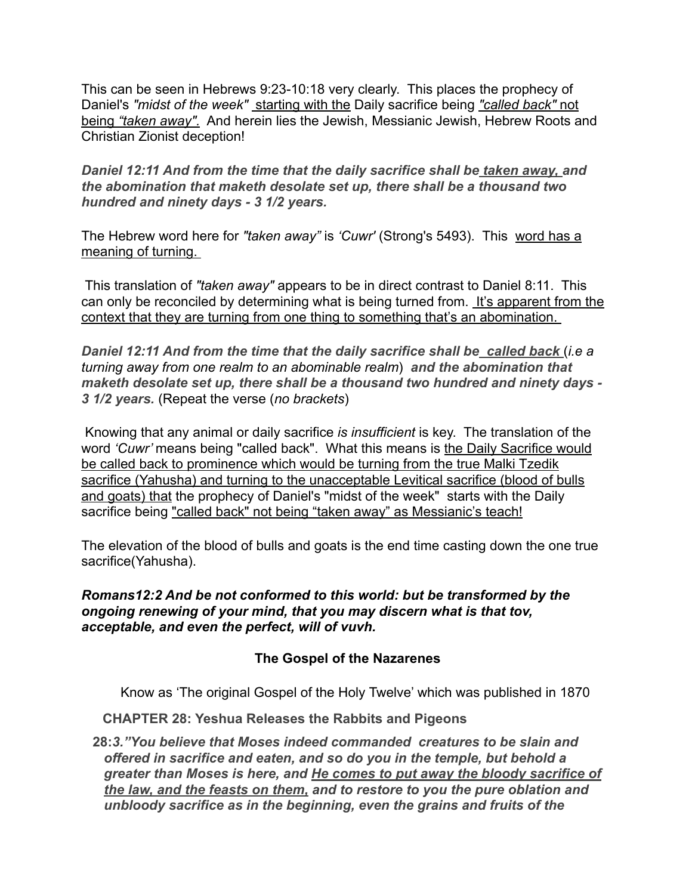This can be seen in Hebrews 9:23-10:18 very clearly. This places the prophecy of Daniel's *"midst of the week"* <u>starting with the</u> Daily sacrifice being <u>*"called back"* not being *"taken away".*</u> And herein lies the Jewish, Messianic Jewish, Hebrew Roots and Christian Zionist deception!

***Daniel 12:11 And from the time that the daily sacrifice shall be <u>taken away,</u> and the abomination that maketh desolate set up, there shall be a thousand two hundred and ninety days - 3 1/2 years.***

The Hebrew word here for *"taken away"* is *'Cuwr'* (Strong's 5493). This <u>word has a meaning of turning.</u>

This translation of *"taken away"* appears to be in direct contrast to Daniel 8:11. This can only be reconciled by determining what is being turned from. <u>It's apparent from the context that they are turning from one thing to something that's an abomination.</u>

***Daniel 12:11 And from the time that the daily sacrifice shall be <u>called back</u>*** (*i.e a turning away from one realm to an abominable realm*) ***and the abomination that maketh desolate set up, there shall be a thousand two hundred and ninety days - 3 1/2 years.*** (Repeat the verse (*no brackets*)

Knowing that any animal or daily sacrifice *is insufficient* is key. The translation of the word *'Cuwr'* means being "called back". What this means is <u>the Daily Sacrifice would be called back to prominence which would be turning from the true Malki Tzedik sacrifice (Yahusha) and turning to the unacceptable Levitical sacrifice (blood of bulls and goats) that</u> the prophecy of Daniel's "midst of the week" starts with the Daily sacrifice being <u>"called back" not being "taken away" as Messianic's teach!</u>

The elevation of the blood of bulls and goats is the end time casting down the one true sacrifice(Yahusha).

***Romans12:2 And be not conformed to this world: but be transformed by the ongoing renewing of your mind, that you may discern what is that tov, acceptable, and even the perfect, will of vuvh.***

## The Gospel of the Nazarenes

Know as 'The original Gospel of the Holy Twelve' which was published in 1870

**CHAPTER 28: Yeshua Releases the Rabbits and Pigeons**

**28:*3."You believe that Moses indeed commanded creatures to be slain and offered in sacrifice and eaten, and so do you in the temple, but behold a greater than Moses is here, and <u>He comes to put away the bloody sacrifice of the law, and the feasts on them,</u> and to restore to you the pure oblation and unbloody sacrifice as in the beginning, even the grains and fruits of the***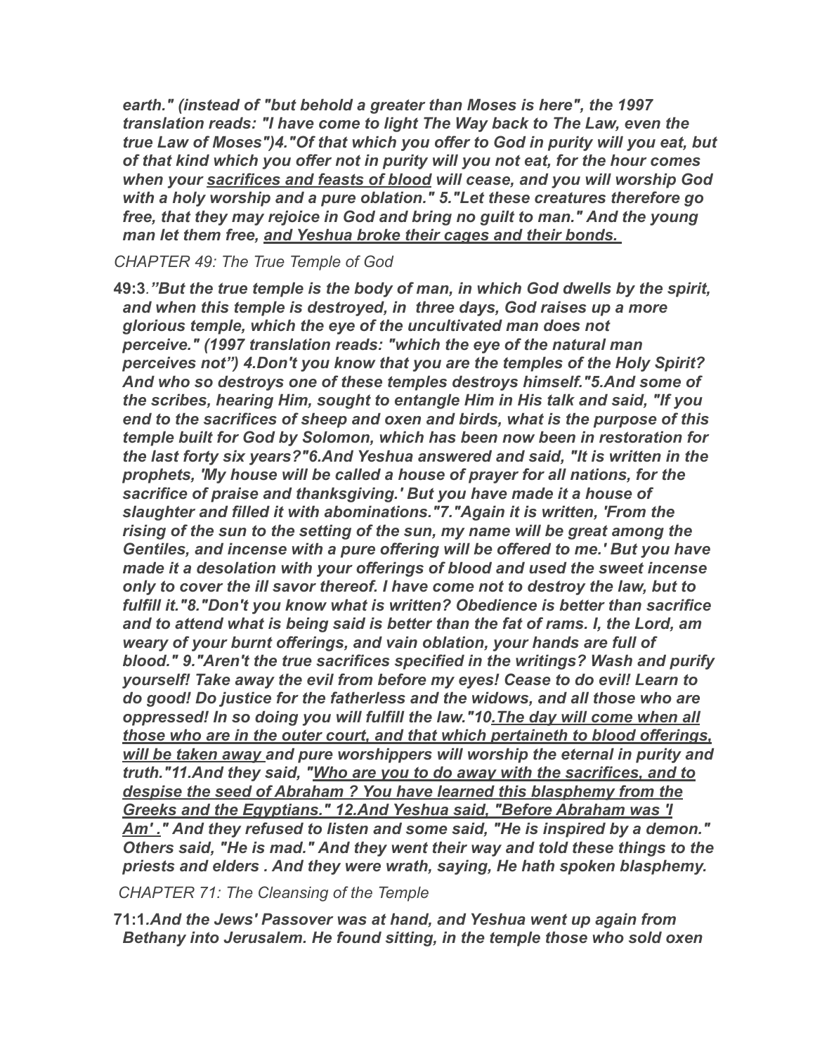***earth." (instead of "but behold a greater than Moses is here", the 1997 translation reads: "I have come to light The Way back to The Law, even the true Law of Moses")4."Of that which you offer to God in purity will you eat, but of that kind which you offer not in purity will you not eat, for the hour comes when your <u>sacrifices and feasts of blood</u> will cease, and you will worship God with a holy worship and a pure oblation." 5."Let these creatures therefore go free, that they may rejoice in God and bring no guilt to man." And the young man let them free, <u>and Yeshua broke their cages and their bonds.</u>***

*CHAPTER 49: The True Temple of God*

**49:3***.**"But the true temple is the body of man, in which God dwells by the spirit, and when this temple is destroyed, in three days, God raises up a more glorious temple, which the eye of the uncultivated man does not perceive." (1997 translation reads: "which the eye of the natural man perceives not") 4.Don't you know that you are the temples of the Holy Spirit? And who so destroys one of these temples destroys himself."5.And some of the scribes, hearing Him, sought to entangle Him in His talk and said, "If you end to the sacrifices of sheep and oxen and birds, what is the purpose of this temple built for God by Solomon, which has been now been in restoration for the last forty six years?"6.And Yeshua answered and said, "It is written in the prophets, 'My house will be called a house of prayer for all nations, for the sacrifice of praise and thanksgiving.' But you have made it a house of slaughter and filled it with abominations."7."Again it is written, 'From the rising of the sun to the setting of the sun, my name will be great among the Gentiles, and incense with a pure offering will be offered to me.' But you have made it a desolation with your offerings of blood and used the sweet incense only to cover the ill savor thereof. I have come not to destroy the law, but to fulfill it."8."Don't you know what is written? Obedience is better than sacrifice and to attend what is being said is better than the fat of rams. I, the Lord, am weary of your burnt offerings, and vain oblation, your hands are full of blood." 9."Aren't the true sacrifices specified in the writings? Wash and purify yourself! Take away the evil from before my eyes! Cease to do evil! Learn to do good! Do justice for the fatherless and the widows, and all those who are oppressed! In so doing you will fulfill the law."10<u>.The day will come when all those who are in the outer court, and that which pertaineth to blood offerings, will be taken away</u> and pure worshippers will worship the eternal in purity and truth."11.And they said, "<u>Who are you to do away with the sacrifices, and to despise the seed of Abraham ? You have learned this blasphemy from the Greeks and the Egyptians." 12.And Yeshua said, "Before Abraham was 'I Am' .</u>" And they refused to listen and some said, "He is inspired by a demon." Others said, "He is mad." And they went their way and told these things to the priests and elders . And they were wrath, saying, He hath spoken blasphemy.***

*CHAPTER 71: The Cleansing of the Temple*

**71:1***.**And the Jews' Passover was at hand, and Yeshua went up again from Bethany into Jerusalem. He found sitting, in the temple those who sold oxen***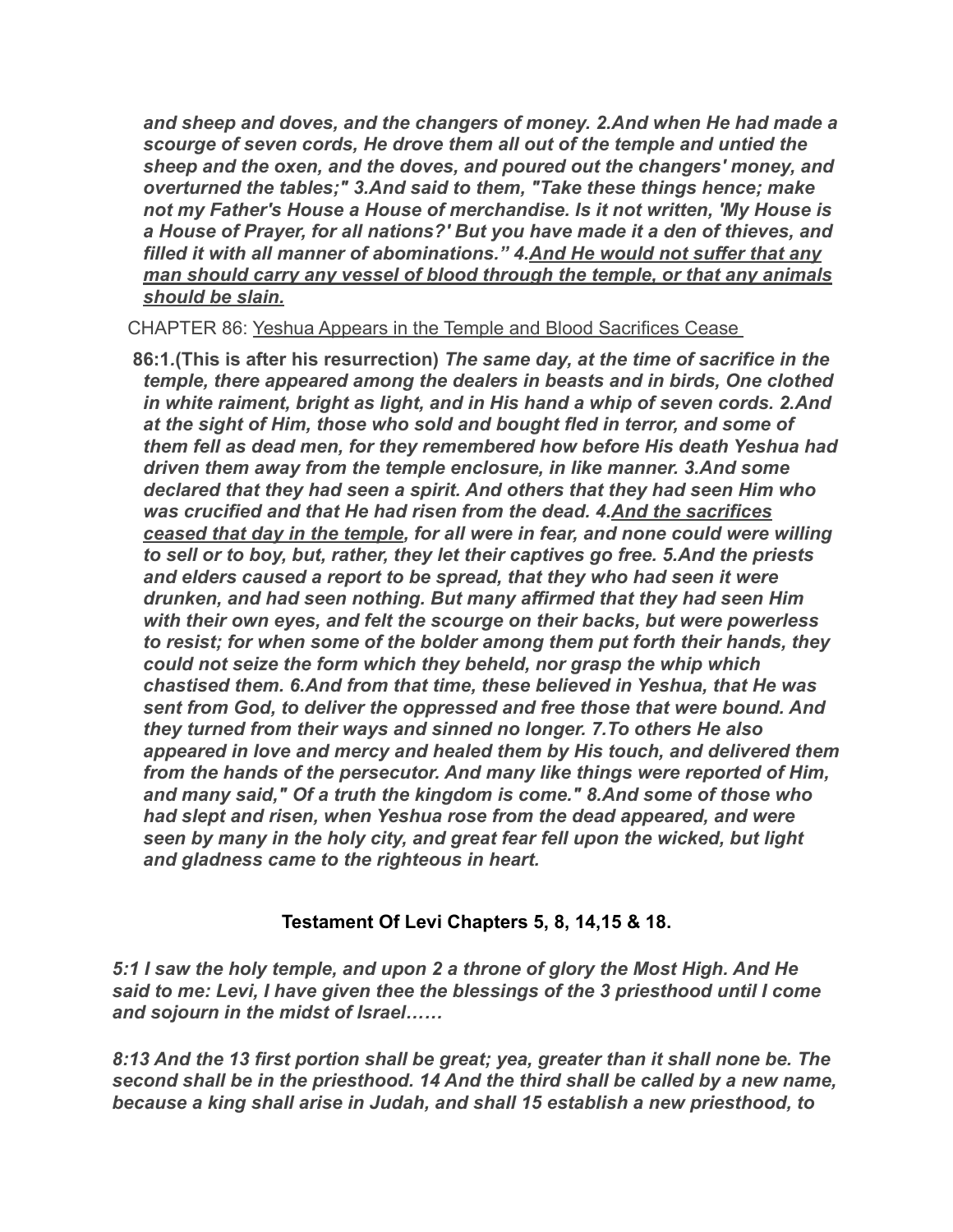***and sheep and doves, and the changers of money. 2.And when He had made a scourge of seven cords, He drove them all out of the temple and untied the sheep and the oxen, and the doves, and poured out the changers' money, and overturned the tables;" 3.And said to them, "Take these things hence; make not my Father's House a House of merchandise. Is it not written, 'My House is a House of Prayer, for all nations?' But you have made it a den of thieves, and filled it with all manner of abominations." 4.<u>And He would not suffer that any man should carry any vessel of blood through the temple, or that any animals should be slain.</u>***

CHAPTER 86: <u>Yeshua Appears in the Temple and Blood Sacrifices Cease</u>

**86:1.(This is after his resurrection)** ***The same day, at the time of sacrifice in the temple, there appeared among the dealers in beasts and in birds, One clothed in white raiment, bright as light, and in His hand a whip of seven cords. 2.And at the sight of Him, those who sold and bought fled in terror, and some of them fell as dead men, for they remembered how before His death Yeshua had driven them away from the temple enclosure, in like manner. 3.And some declared that they had seen a spirit. And others that they had seen Him who was crucified and that He had risen from the dead. 4.<u>And the sacrifices ceased that day in the temple</u>, for all were in fear, and none could were willing to sell or to boy, but, rather, they let their captives go free. 5.And the priests and elders caused a report to be spread, that they who had seen it were drunken, and had seen nothing. But many affirmed that they had seen Him with their own eyes, and felt the scourge on their backs, but were powerless to resist; for when some of the bolder among them put forth their hands, they could not seize the form which they beheld, nor grasp the whip which chastised them. 6.And from that time, these believed in Yeshua, that He was sent from God, to deliver the oppressed and free those that were bound. And they turned from their ways and sinned no longer. 7.To others He also appeared in love and mercy and healed them by His touch, and delivered them from the hands of the persecutor. And many like things were reported of Him, and many said," Of a truth the kingdom is come." 8.And some of those who had slept and risen, when Yeshua rose from the dead appeared, and were seen by many in the holy city, and great fear fell upon the wicked, but light and gladness came to the righteous in heart.***

### Testament Of Levi Chapters 5, 8, 14,15 & 18.

***5:1 I saw the holy temple, and upon 2 a throne of glory the Most High. And He said to me: Levi, I have given thee the blessings of the 3 priesthood until I come and sojourn in the midst of Israel……***

***8:13 And the 13 first portion shall be great; yea, greater than it shall none be. The second shall be in the priesthood. 14 And the third shall be called by a new name, because a king shall arise in Judah, and shall 15 establish a new priesthood, to***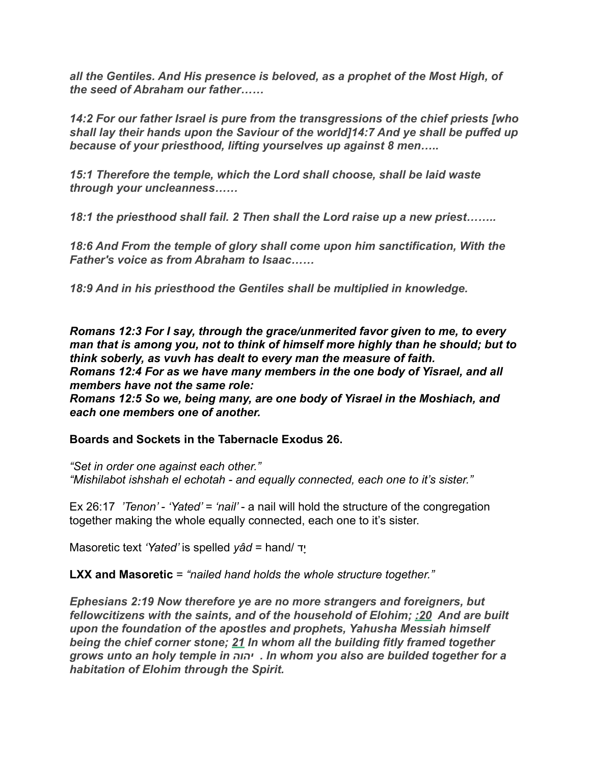*all the Gentiles. And His presence is beloved, as a prophet of the Most High, of the seed of Abraham our father……*

*14:2 For our father Israel is pure from the transgressions of the chief priests [who shall lay their hands upon the Saviour of the world]14:7 And ye shall be puffed up because of your priesthood, lifting yourselves up against 8 men…..*

*15:1 Therefore the temple, which the Lord shall choose, shall be laid waste through your uncleanness……*

*18:1 the priesthood shall fail. 2 Then shall the Lord raise up a new priest……..*

*18:6 And From the temple of glory shall come upon him sanctification, With the Father's voice as from Abraham to Isaac……*

*18:9 And in his priesthood the Gentiles shall be multiplied in knowledge.*

***Romans 12:3 For I say, through the grace/unmerited favor given to me, to every man that is among you, not to think of himself more highly than he should; but to think soberly, as vuvh has dealt to every man the measure of faith.***
***Romans 12:4 For as we have many members in the one body of Yisrael, and all members have not the same role:***
***Romans 12:5 So we, being many, are one body of Yisrael in the Moshiach, and each one members one of another.***

**Boards and Sockets in the Tabernacle Exodus 26.**

*"Set in order one against each other."*
*"Mishilabot ishshah el echotah - and equally connected, each one to it's sister."*

Ex 26:17 *'Tenon'* - *'Yated'* = *'nail'* - a nail will hold the structure of the congregation together making the whole equally connected, each one to it's sister.

Masoretic text *'Yated'* is spelled *yâd* = hand/ יָד

**LXX and Masoretic** = *"nailed hand holds the whole structure together."*

***Ephesians 2:19 Now therefore ye are no more strangers and foreigners, but fellowcitizens with the saints, and of the household of Elohim; :20 And are built upon the foundation of the apostles and prophets, Yahusha Messiah himself being the chief corner stone; 21 In whom all the building fitly framed together grows unto an holy temple in יהוה . In whom you also are builded together for a habitation of Elohim through the Spirit.***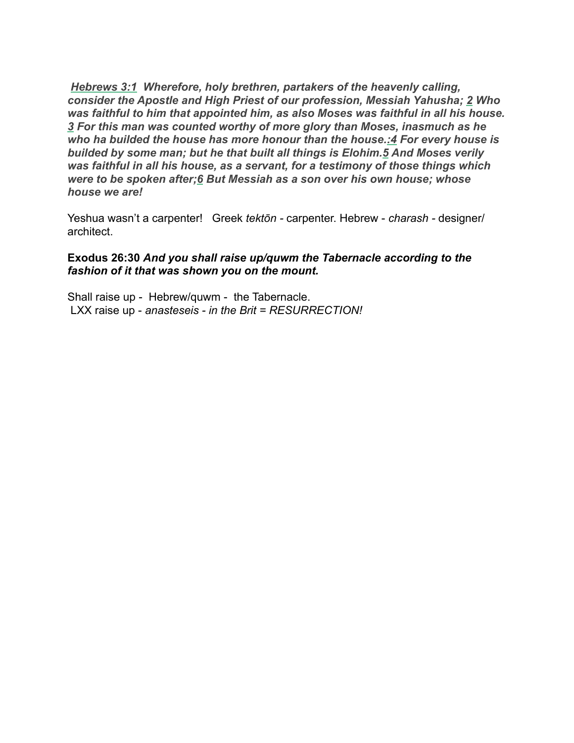***Hebrews 3:1*** ***Wherefore, holy brethren, partakers of the heavenly calling, consider the Apostle and High Priest of our profession, Messiah Yahusha; 2 Who was faithful to him that appointed him, as also Moses was faithful in all his house. 3 For this man was counted worthy of more glory than Moses, inasmuch as he who ha builded the house has more honour than the house.:4 For every house is builded by some man; but he that built all things is Elohim.5 And Moses verily was faithful in all his house, as a servant, for a testimony of those things which were to be spoken after;6 But Messiah as a son over his own house; whose house we are!***

Yeshua wasn't a carpenter! Greek *tektōn* - carpenter. Hebrew - *charash* - designer/ architect.

**Exodus 26:30** ***And you shall raise up/quwm the Tabernacle according to the fashion of it that was shown you on the mount.***

Shall raise up - Hebrew/quwm - the Tabernacle.
LXX raise up - *anasteseis - in the Brit = RESURRECTION!*